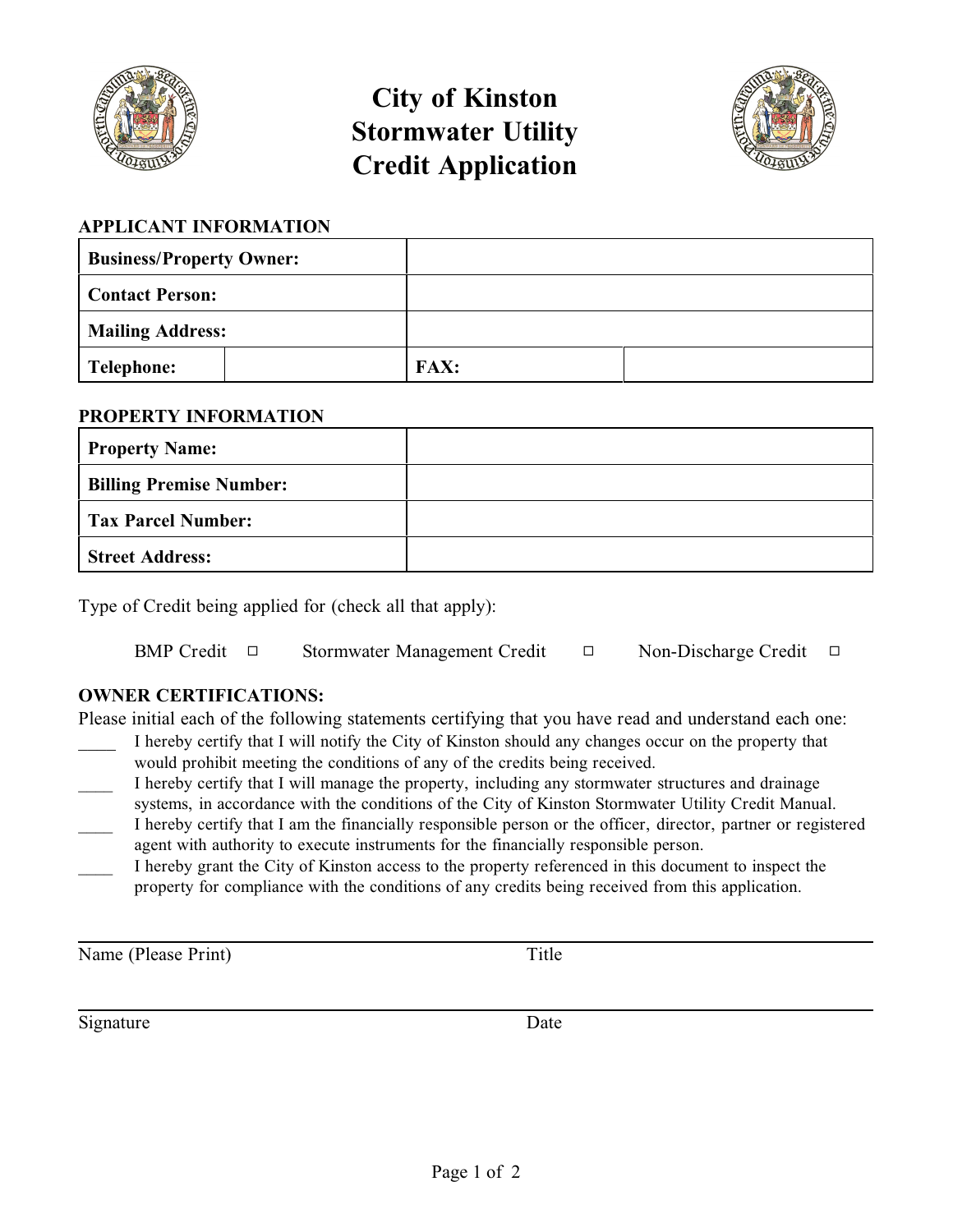# City of Kinston Stormwater Utility Credit Application

## APPLICANT INFORMATION

| | | | |
|---|---|---|---|
| **Business/Property Owner:** | | | |
| **Contact Person:** | | | |
| **Mailing Address:** | | | |
| **Telephone:** | | **FAX:** | |

## PROPERTY INFORMATION

| | |
|---|---|
| **Property Name:** | |
| **Billing Premise Number:** | |
| **Tax Parcel Number:** | |
| **Street Address:** | |

Type of Credit being applied for (check all that apply):

BMP Credit ☐ Stormwater Management Credit ☐ Non-Discharge Credit ☐

## OWNER CERTIFICATIONS:

Please initial each of the following statements certifying that you have read and understand each one:

____ I hereby certify that I will notify the City of Kinston should any changes occur on the property that would prohibit meeting the conditions of any of the credits being received.

____ I hereby certify that I will manage the property, including any stormwater structures and drainage systems, in accordance with the conditions of the City of Kinston Stormwater Utility Credit Manual.

____ I hereby certify that I am the financially responsible person or the officer, director, partner or registered agent with authority to execute instruments for the financially responsible person.

____ I hereby grant the City of Kinston access to the property referenced in this document to inspect the property for compliance with the conditions of any credits being received from this application.

_______________________________________________________________

Name (Please Print) Title

_______________________________________________________________

Signature Date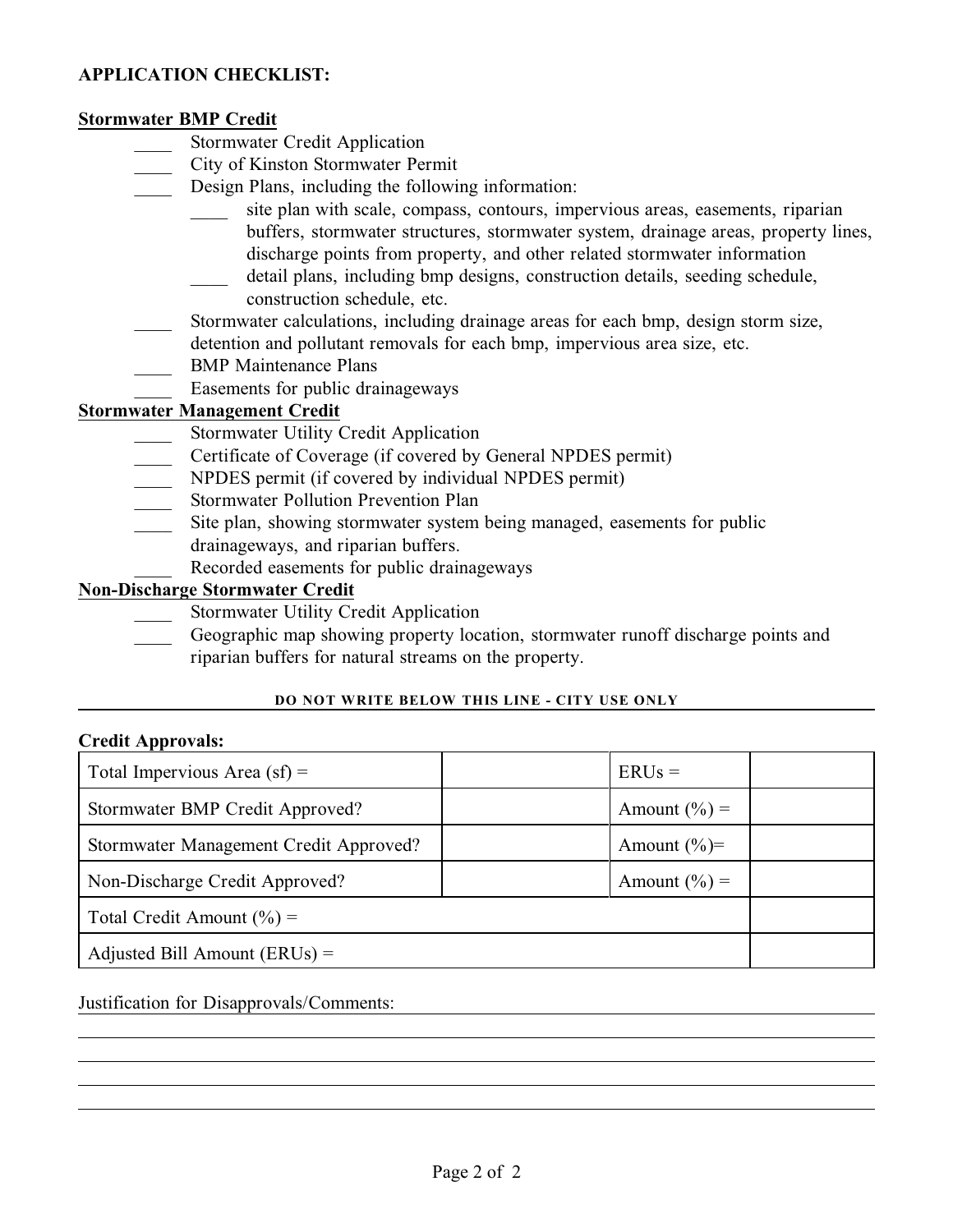**APPLICATION CHECKLIST:**

**Stormwater BMP Credit**

- ____ Stormwater Credit Application
- ____ City of Kinston Stormwater Permit
- ____ Design Plans, including the following information:
  - ____ site plan with scale, compass, contours, impervious areas, easements, riparian buffers, stormwater structures, stormwater system, drainage areas, property lines, discharge points from property, and other related stormwater information
  - ____ detail plans, including bmp designs, construction details, seeding schedule, construction schedule, etc.
- ____ Stormwater calculations, including drainage areas for each bmp, design storm size, detention and pollutant removals for each bmp, impervious area size, etc.
- ____ BMP Maintenance Plans
- ____ Easements for public drainageways

**Stormwater Management Credit**

- ____ Stormwater Utility Credit Application
- ____ Certificate of Coverage (if covered by General NPDES permit)
- ____ NPDES permit (if covered by individual NPDES permit)
- ____ Stormwater Pollution Prevention Plan
- ____ Site plan, showing stormwater system being managed, easements for public drainageways, and riparian buffers.
- ____ Recorded easements for public drainageways

**Non-Discharge Stormwater Credit**

- ____ Stormwater Utility Credit Application
- ____ Geographic map showing property location, stormwater runoff discharge points and riparian buffers for natural streams on the property.

---

**DO NOT WRITE BELOW THIS LINE - CITY USE ONLY**

**Credit Approvals:**

| | | | |
|---|---|---|---|
| Total Impervious Area (sf) = | | ERUs = | |
| Stormwater BMP Credit Approved? | | Amount (%) = | |
| Stormwater Management Credit Approved? | | Amount (%)= | |
| Non-Discharge Credit Approved? | | Amount (%) = | |
| Total Credit Amount (%) = | | | |
| Adjusted Bill Amount (ERUs) = | | | |

Justification for Disapprovals/Comments: ______________________________

______________________________

______________________________

______________________________

______________________________